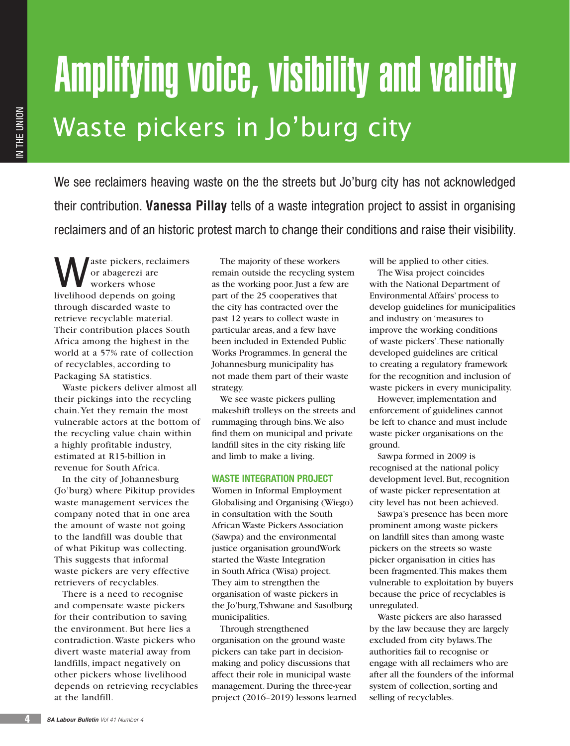# Amplifying voice, visibility and validity

## Waste pickers in Jo'burg city

We see reclaimers heaving waste on the the streets but Jo'burg city has not acknowledged their contribution. **Vanessa Pillay** tells of a waste integration project to assist in organising reclaimers and of an historic protest march to change their conditions and raise their visibility.

Waste pickers, reclaimers or abagerezi are workers whose livelihood depends on going through discarded waste to retrieve recyclable material. Their contribution places South Africa among the highest in the world at a 57% rate of collection of recyclables, according to Packaging SA statistics.

Waste pickers deliver almost all their pickings into the recycling chain. Yet they remain the most vulnerable actors at the bottom of the recycling value chain within a highly profitable industry, estimated at R15-billion in revenue for South Africa.

In the city of Johannesburg (Jo'burg) where Pikitup provides waste management services the company noted that in one area the amount of waste not going to the landfill was double that of what Pikitup was collecting. This suggests that informal waste pickers are very effective retrievers of recyclables.

There is a need to recognise and compensate waste pickers for their contribution to saving the environment. But here lies a contradiction. Waste pickers who divert waste material away from landfills, impact negatively on other pickers whose livelihood depends on retrieving recyclables at the landfill.

The majority of these workers remain outside the recycling system as the working poor. Just a few are part of the 25 cooperatives that the city has contracted over the past 12 years to collect waste in particular areas, and a few have been included in Extended Public Works Programmes. In general the Johannesburg municipality has not made them part of their waste strategy.

We see waste pickers pulling makeshift trolleys on the streets and rummaging through bins. We also find them on municipal and private landfill sites in the city risking life and limb to make a living.

### WASTE INTEGRATION PROJECT

Women in Informal Employment Globalising and Organising (Wiego) in consultation with the South African Waste Pickers Association (Sawpa) and the environmental justice organisation groundWork started the Waste Integration in South Africa (Wisa) project. They aim to strengthen the organisation of waste pickers in the Jo'burg, Tshwane and Sasolburg municipalities.

Through strengthened organisation on the ground waste pickers can take part in decision-making and policy discussions that affect their role in municipal waste management. During the three-year project (2016–2019) lessons learned will be applied to other cities.

The Wisa project coincides with the National Department of Environmental Affairs' process to develop guidelines for municipalities and industry on 'measures to improve the working conditions of waste pickers'. These nationally developed guidelines are critical to creating a regulatory framework for the recognition and inclusion of waste pickers in every municipality.

However, implementation and enforcement of guidelines cannot be left to chance and must include waste picker organisations on the ground.

Sawpa formed in 2009 is recognised at the national policy development level. But, recognition of waste picker representation at city level has not been achieved.

Sawpa's presence has been more prominent among waste pickers on landfill sites than among waste pickers on the streets so waste picker organisation in cities has been fragmented. This makes them vulnerable to exploitation by buyers because the price of recyclables is unregulated.

Waste pickers are also harassed by the law because they are largely excluded from city bylaws. The authorities fail to recognise or engage with all reclaimers who are after all the founders of the informal system of collection, sorting and selling of recyclables.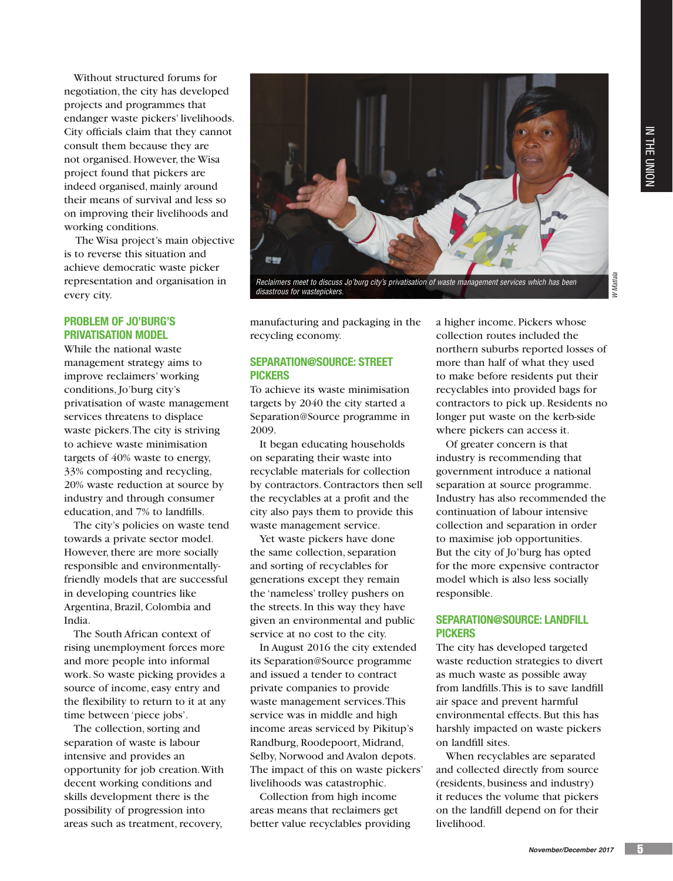Without structured forums for negotiation, the city has developed projects and programmes that endanger waste pickers' livelihoods. City officials claim that they cannot consult them because they are not organised. However, the Wisa project found that pickers are indeed organised, mainly around their means of survival and less so on improving their livelihoods and working conditions.

The Wisa project's main objective is to reverse this situation and achieve democratic waste picker representation and organisation in every city.

Reclaimers meet to discuss Jo'burg city's privatisation of waste management services which has been disastrous for wastepickers.

## PROBLEM OF JO'BURG'S PRIVATISATION MODEL

While the national waste management strategy aims to improve reclaimers' working conditions, Jo'burg city's privatisation of waste management services threatens to displace waste pickers. The city is striving to achieve waste minimisation targets of 40% waste to energy, 33% composting and recycling, 20% waste reduction at source by industry and through consumer education, and 7% to landfills.

The city's policies on waste tend towards a private sector model. However, there are more socially responsible and environmentally-friendly models that are successful in developing countries like Argentina, Brazil, Colombia and India.

The South African context of rising unemployment forces more and more people into informal work. So waste picking provides a source of income, easy entry and the flexibility to return to it at any time between 'piece jobs'.

The collection, sorting and separation of waste is labour intensive and provides an opportunity for job creation. With decent working conditions and skills development there is the possibility of progression into areas such as treatment, recovery, manufacturing and packaging in the recycling economy.

## SEPARATION@SOURCE: STREET PICKERS

To achieve its waste minimisation targets by 2040 the city started a Separation@Source programme in 2009.

It began educating households on separating their waste into recyclable materials for collection by contractors. Contractors then sell the recyclables at a profit and the city also pays them to provide this waste management service.

Yet waste pickers have done the same collection, separation and sorting of recyclables for generations except they remain the 'nameless' trolley pushers on the streets. In this way they have given an environmental and public service at no cost to the city.

In August 2016 the city extended its Separation@Source programme and issued a tender to contract private companies to provide waste management services. This service was in middle and high income areas serviced by Pikitup's Randburg, Roodepoort, Midrand, Selby, Norwood and Avalon depots. The impact of this on waste pickers' livelihoods was catastrophic.

Collection from high income areas means that reclaimers get better value recyclables providing a higher income. Pickers whose collection routes included the northern suburbs reported losses of more than half of what they used to make before residents put their recyclables into provided bags for contractors to pick up. Residents no longer put waste on the kerb-side where pickers can access it.

Of greater concern is that industry is recommending that government introduce a national separation at source programme. Industry has also recommended the continuation of labour intensive collection and separation in order to maximise job opportunities. But the city of Jo'burg has opted for the more expensive contractor model which is also less socially responsible.

## SEPARATION@SOURCE: LANDFILL PICKERS

The city has developed targeted waste reduction strategies to divert as much waste as possible away from landfills. This is to save landfill air space and prevent harmful environmental effects. But this has harshly impacted on waste pickers on landfill sites.

When recyclables are separated and collected directly from source (residents, business and industry) it reduces the volume that pickers on the landfill depend on for their livelihood.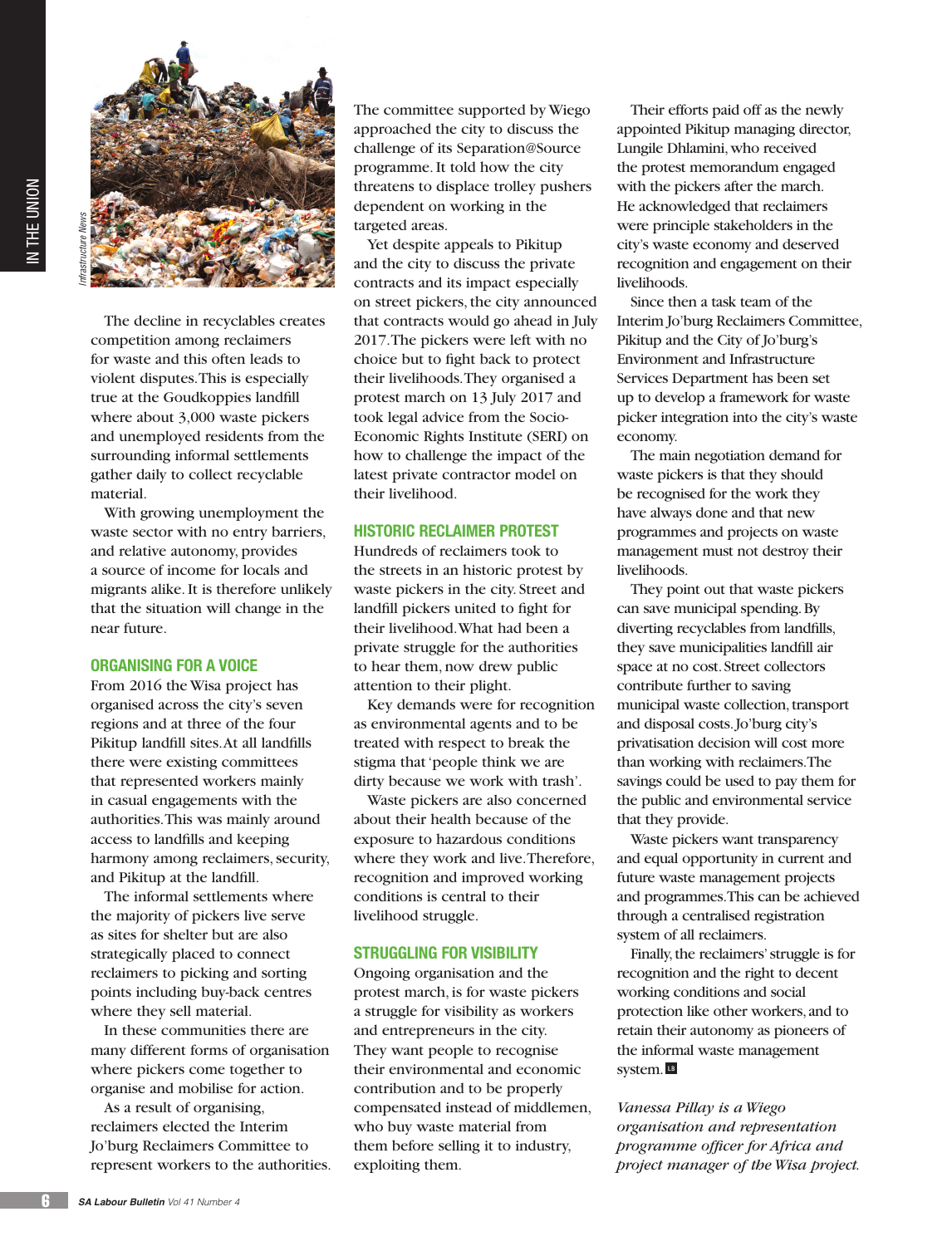The decline in recyclables creates competition among reclaimers for waste and this often leads to violent disputes. This is especially true at the Goudkoppies landfill where about 3,000 waste pickers and unemployed residents from the surrounding informal settlements gather daily to collect recyclable material.

With growing unemployment the waste sector with no entry barriers, and relative autonomy, provides a source of income for locals and migrants alike. It is therefore unlikely that the situation will change in the near future.

## ORGANISING FOR A VOICE

From 2016 the Wisa project has organised across the city's seven regions and at three of the four Pikitup landfill sites. At all landfills there were existing committees that represented workers mainly in casual engagements with the authorities. This was mainly around access to landfills and keeping harmony among reclaimers, security, and Pikitup at the landfill.

The informal settlements where the majority of pickers live serve as sites for shelter but are also strategically placed to connect reclaimers to picking and sorting points including buy-back centres where they sell material.

In these communities there are many different forms of organisation where pickers come together to organise and mobilise for action.

As a result of organising, reclaimers elected the Interim Jo'burg Reclaimers Committee to represent workers to the authorities. The committee supported by Wiego approached the city to discuss the challenge of its Separation@Source programme. It told how the city threatens to displace trolley pushers dependent on working in the targeted areas.

Yet despite appeals to Pikitup and the city to discuss the private contracts and its impact especially on street pickers, the city announced that contracts would go ahead in July 2017. The pickers were left with no choice but to fight back to protect their livelihoods. They organised a protest march on 13 July 2017 and took legal advice from the Socio-Economic Rights Institute (SERI) on how to challenge the impact of the latest private contractor model on their livelihood.

## HISTORIC RECLAIMER PROTEST

Hundreds of reclaimers took to the streets in an historic protest by waste pickers in the city. Street and landfill pickers united to fight for their livelihood. What had been a private struggle for the authorities to hear them, now drew public attention to their plight.

Key demands were for recognition as environmental agents and to be treated with respect to break the stigma that 'people think we are dirty because we work with trash'.

Waste pickers are also concerned about their health because of the exposure to hazardous conditions where they work and live. Therefore, recognition and improved working conditions is central to their livelihood struggle.

## STRUGGLING FOR VISIBILITY

Ongoing organisation and the protest march, is for waste pickers a struggle for visibility as workers and entrepreneurs in the city. They want people to recognise their environmental and economic contribution and to be properly compensated instead of middlemen, who buy waste material from them before selling it to industry, exploiting them.

Their efforts paid off as the newly appointed Pikitup managing director, Lungile Dhlamini, who received the protest memorandum engaged with the pickers after the march. He acknowledged that reclaimers were principle stakeholders in the city's waste economy and deserved recognition and engagement on their livelihoods.

Since then a task team of the Interim Jo'burg Reclaimers Committee, Pikitup and the City of Jo'burg's Environment and Infrastructure Services Department has been set up to develop a framework for waste picker integration into the city's waste economy.

The main negotiation demand for waste pickers is that they should be recognised for the work they have always done and that new programmes and projects on waste management must not destroy their livelihoods.

They point out that waste pickers can save municipal spending. By diverting recyclables from landfills, they save municipalities landfill air space at no cost. Street collectors contribute further to saving municipal waste collection, transport and disposal costs. Jo'burg city's privatisation decision will cost more than working with reclaimers. The savings could be used to pay them for the public and environmental service that they provide.

Waste pickers want transparency and equal opportunity in current and future waste management projects and programmes. This can be achieved through a centralised registration system of all reclaimers.

Finally, the reclaimers' struggle is for recognition and the right to decent working conditions and social protection like other workers, and to retain their autonomy as pioneers of the informal waste management system.

*Vanessa Pillay is a Wiego organisation and representation programme officer for Africa and project manager of the Wisa project.*